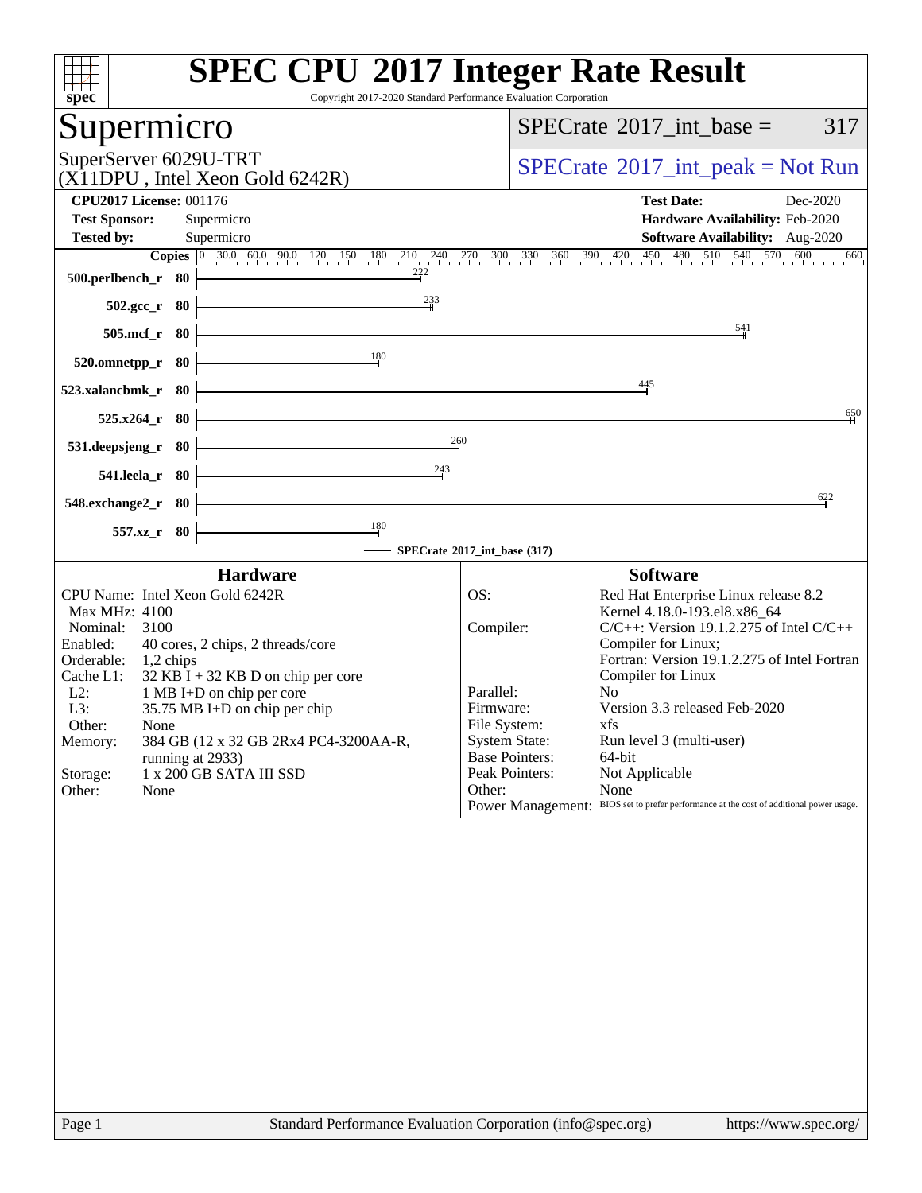# SPEC CPU 2017 Integer Rate Result

Copyright 2017-2020 Standard Performance Evaluation Corporation

## Supermicro

SuperServer 6029U-TRT
(X11DPU , Intel Xeon Gold 6242R)

SPECrate 2017_int_base = 317

SPECrate 2017_int_peak = Not Run

**CPU2017 License:** 001176
**Test Sponsor:** Supermicro
**Tested by:** Supermicro

**Test Date:** Dec-2020
**Hardware Availability:** Feb-2020
**Software Availability:** Aug-2020

| Benchmark | Copies | SPECrate 2017_int_base |
|---|---|---|
| 500.perlbench_r | 80 | 222 |
| 502.gcc_r | 80 | 233 |
| 505.mcf_r | 80 | 541 |
| 520.omnetpp_r | 80 | 180 |
| 523.xalancbmk_r | 80 | 445 |
| 525.x264_r | 80 | 650 |
| 531.deepsjeng_r | 80 | 260 |
| 541.leela_r | 80 | 243 |
| 548.exchange2_r | 80 | 622 |
| 557.xz_r | 80 | 180 |

SPECrate 2017_int_base (317)

### Hardware

| | |
|---|---|
| CPU Name: | Intel Xeon Gold 6242R |
| Max MHz: | 4100 |
| Nominal: | 3100 |
| Enabled: | 40 cores, 2 chips, 2 threads/core |
| Orderable: | 1,2 chips |
| Cache L1: | 32 KB I + 32 KB D on chip per core |
| L2: | 1 MB I+D on chip per core |
| L3: | 35.75 MB I+D on chip per chip |
| Other: | None |
| Memory: | 384 GB (12 x 32 GB 2Rx4 PC4-3200AA-R, running at 2933) |
| Storage: | 1 x 200 GB SATA III SSD |
| Other: | None |

### Software

| | |
|---|---|
| OS: | Red Hat Enterprise Linux release 8.2 Kernel 4.18.0-193.el8.x86_64 |
| Compiler: | C/C++: Version 19.1.2.275 of Intel C/C++ Compiler for Linux; Fortran: Version 19.1.2.275 of Intel Fortran Compiler for Linux |
| Parallel: | No |
| Firmware: | Version 3.3 released Feb-2020 |
| File System: | xfs |
| System State: | Run level 3 (multi-user) |
| Base Pointers: | 64-bit |
| Peak Pointers: | Not Applicable |
| Other: | None |
| Power Management: | BIOS set to prefer performance at the cost of additional power usage. |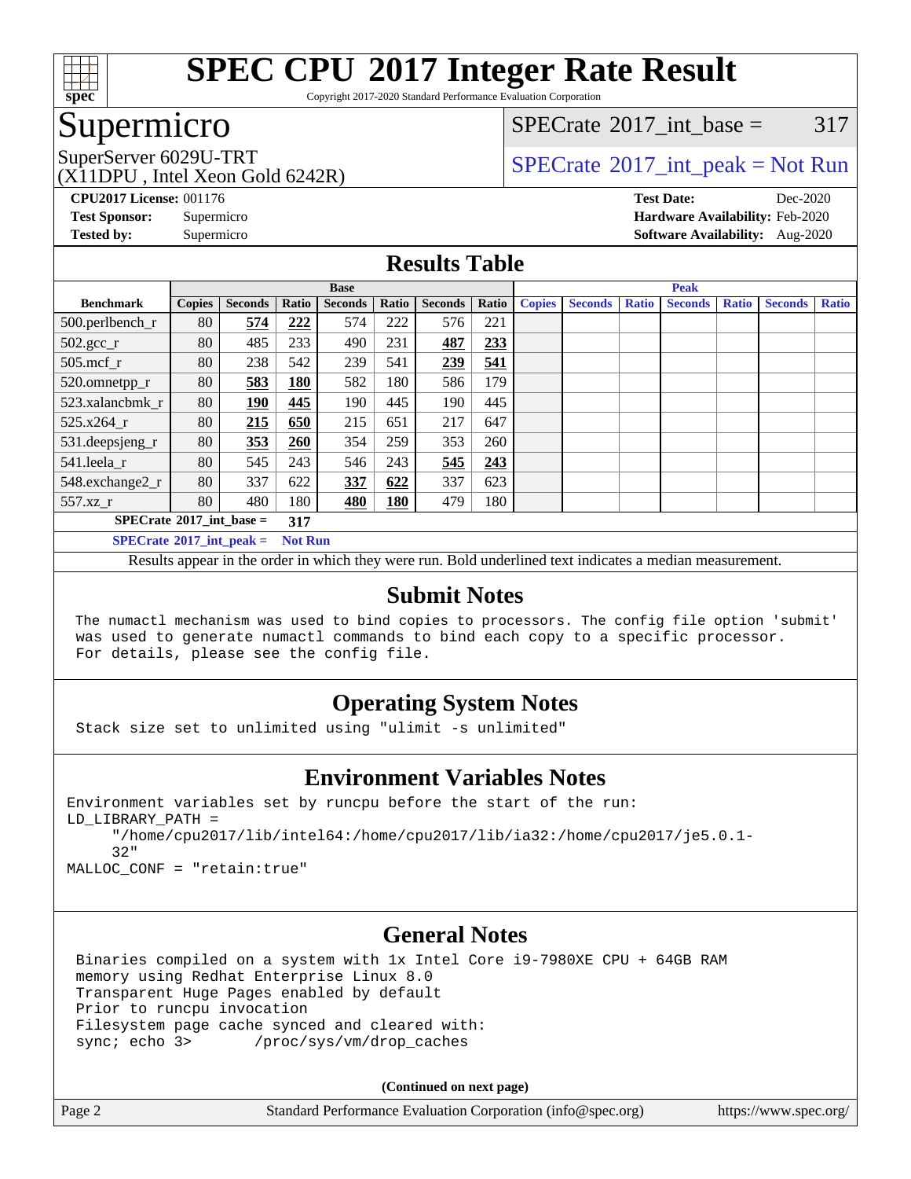# SPEC CPU 2017 Integer Rate Result

Copyright 2017-2020 Standard Performance Evaluation Corporation

## Supermicro

SuperServer 6029U-TRT
(X11DPU , Intel Xeon Gold 6242R)

SPECrate 2017_int_base = 317

SPECrate 2017_int_peak = Not Run

**CPU2017 License:** 001176
**Test Sponsor:** Supermicro
**Tested by:** Supermicro

**Test Date:** Dec-2020
**Hardware Availability:** Feb-2020
**Software Availability:** Aug-2020

## Results Table

| | Base | | | | | | | Peak | | | | | | |
|---|---|---|---|---|---|---|---|---|---|---|---|---|---|---|
| **Benchmark** | **Copies** | **Seconds** | **Ratio** | **Seconds** | **Ratio** | **Seconds** | **Ratio** | **Copies** | **Seconds** | **Ratio** | **Seconds** | **Ratio** | **Seconds** | **Ratio** |
| 500.perlbench_r | 80 | **574** | **222** | 574 | 222 | 576 | 221 | | | | | | | |
| 502.gcc_r | 80 | 485 | 233 | 490 | 231 | **487** | **233** | | | | | | | |
| 505.mcf_r | 80 | 238 | 542 | 239 | 541 | **239** | **541** | | | | | | | |
| 520.omnetpp_r | 80 | **583** | **180** | 582 | 180 | 586 | 179 | | | | | | | |
| 523.xalancbmk_r | 80 | **190** | **445** | 190 | 445 | 190 | 445 | | | | | | | |
| 525.x264_r | 80 | **215** | **650** | 215 | 651 | 217 | 647 | | | | | | | |
| 531.deepsjeng_r | 80 | **353** | **260** | 354 | 259 | 353 | 260 | | | | | | | |
| 541.leela_r | 80 | 545 | 243 | 546 | 243 | **545** | **243** | | | | | | | |
| 548.exchange2_r | 80 | 337 | 622 | **337** | **622** | 337 | 623 | | | | | | | |
| 557.xz_r | 80 | 480 | 180 | **480** | **180** | 479 | 180 | | | | | | | |

**SPECrate 2017_int_base = 317**

**SPECrate 2017_int_peak = Not Run**

Results appear in the order in which they were run. Bold underlined text indicates a median measurement.

## Submit Notes

```
The numactl mechanism was used to bind copies to processors. The config file option 'submit'
was used to generate numactl commands to bind each copy to a specific processor.
For details, please see the config file.
```

## Operating System Notes

```
Stack size set to unlimited using "ulimit -s unlimited"
```

## Environment Variables Notes

```
Environment variables set by runcpu before the start of the run:
LD_LIBRARY_PATH =
     "/home/cpu2017/lib/intel64:/home/cpu2017/lib/ia32:/home/cpu2017/je5.0.1-
     32"
MALLOC_CONF = "retain:true"
```

## General Notes

```
Binaries compiled on a system with 1x Intel Core i9-7980XE CPU + 64GB RAM
memory using Redhat Enterprise Linux 8.0
Transparent Huge Pages enabled by default
Prior to runcpu invocation
Filesystem page cache synced and cleared with:
sync; echo 3>       /proc/sys/vm/drop_caches
```

**(Continued on next page)**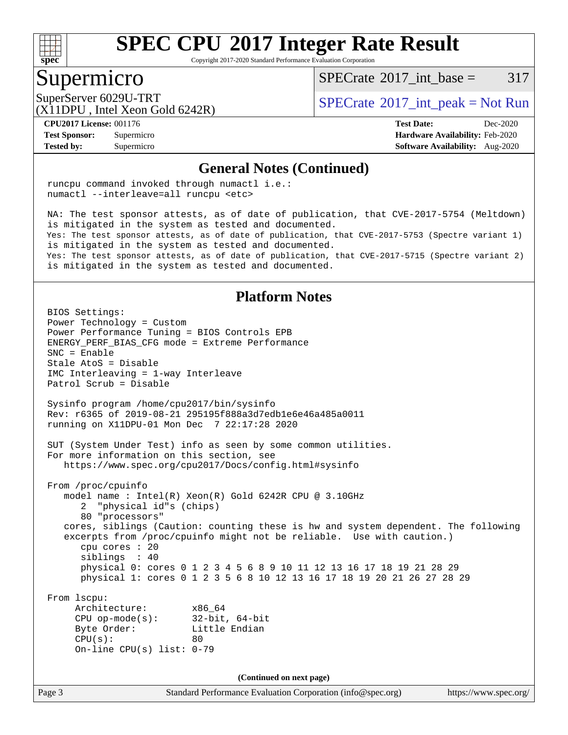## General Notes (Continued)

```
runcpu command invoked through numactl i.e.:
numactl --interleave=all runcpu <etc>

NA: The test sponsor attests, as of date of publication, that CVE-2017-5754 (Meltdown)
is mitigated in the system as tested and documented.
Yes: The test sponsor attests, as of date of publication, that CVE-2017-5753 (Spectre variant 1)
is mitigated in the system as tested and documented.
Yes: The test sponsor attests, as of date of publication, that CVE-2017-5715 (Spectre variant 2)
is mitigated in the system as tested and documented.
```

## Platform Notes

```
BIOS Settings:
Power Technology = Custom
Power Performance Tuning = BIOS Controls EPB
ENERGY_PERF_BIAS_CFG mode = Extreme Performance
SNC = Enable
Stale AtoS = Disable
IMC Interleaving = 1-way Interleave
Patrol Scrub = Disable

Sysinfo program /home/cpu2017/bin/sysinfo
Rev: r6365 of 2019-08-21 295195f888a3d7edb1e6e46a485a0011
running on X11DPU-01 Mon Dec  7 22:17:28 2020

SUT (System Under Test) info as seen by some common utilities.
For more information on this section, see
   https://www.spec.org/cpu2017/Docs/config.html#sysinfo

From /proc/cpuinfo
   model name : Intel(R) Xeon(R) Gold 6242R CPU @ 3.10GHz
      2  "physical id"s (chips)
      80 "processors"
   cores, siblings (Caution: counting these is hw and system dependent. The following
   excerpts from /proc/cpuinfo might not be reliable.  Use with caution.)
      cpu cores : 20
      siblings  : 40
      physical 0: cores 0 1 2 3 4 5 6 8 9 10 11 12 13 16 17 18 19 21 28 29
      physical 1: cores 0 1 2 3 5 6 8 10 12 13 16 17 18 19 20 21 26 27 28 29

From lscpu:
     Architecture:        x86_64
     CPU op-mode(s):      32-bit, 64-bit
     Byte Order:          Little Endian
     CPU(s):              80
     On-line CPU(s) list: 0-79
```

(Continued on next page)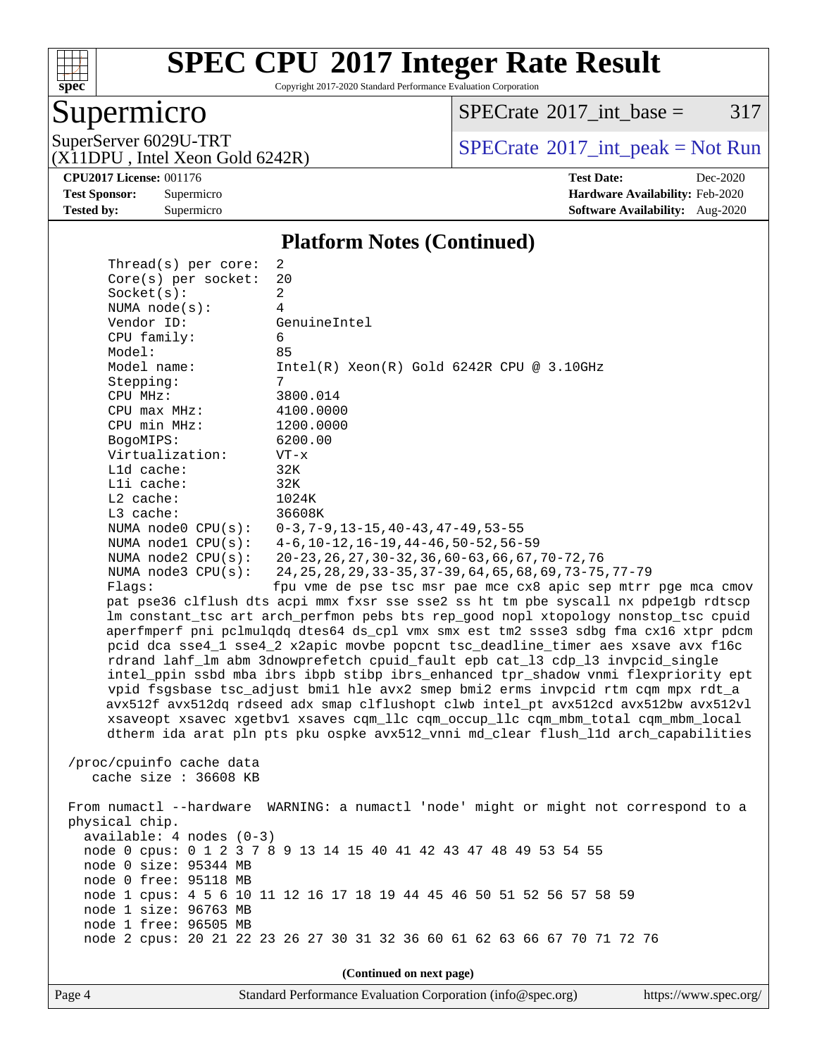# SPEC CPU 2017 Integer Rate Result

Copyright 2017-2020 Standard Performance Evaluation Corporation

## Supermicro

SuperServer 6029U-TRT
(X11DPU , Intel Xeon Gold 6242R)

SPECrate 2017_int_base = 317

SPECrate 2017_int_peak = Not Run

**CPU2017 License:** 001176
**Test Sponsor:** Supermicro
**Tested by:** Supermicro

**Test Date:** Dec-2020
**Hardware Availability:** Feb-2020
**Software Availability:** Aug-2020

### Platform Notes (Continued)

```
    Thread(s) per core:  2
    Core(s) per socket:  20
    Socket(s):           2
    NUMA node(s):        4
    Vendor ID:           GenuineIntel
    CPU family:          6
    Model:               85
    Model name:          Intel(R) Xeon(R) Gold 6242R CPU @ 3.10GHz
    Stepping:            7
    CPU MHz:             3800.014
    CPU max MHz:         4100.0000
    CPU min MHz:         1200.0000
    BogoMIPS:            6200.00
    Virtualization:      VT-x
    L1d cache:           32K
    L1i cache:           32K
    L2 cache:            1024K
    L3 cache:            36608K
    NUMA node0 CPU(s):   0-3,7-9,13-15,40-43,47-49,53-55
    NUMA node1 CPU(s):   4-6,10-12,16-19,44-46,50-52,56-59
    NUMA node2 CPU(s):   20-23,26,27,30-32,36,60-63,66,67,70-72,76
    NUMA node3 CPU(s):   24,25,28,29,33-35,37-39,64,65,68,69,73-75,77-79
    Flags:               fpu vme de pse tsc msr pae mce cx8 apic sep mtrr pge mca cmov
    pat pse36 clflush dts acpi mmx fxsr sse sse2 ss ht tm pbe syscall nx pdpe1gb rdtscp
    lm constant_tsc art arch_perfmon pebs bts rep_good nopl xtopology nonstop_tsc cpuid
    aperfmperf pni pclmulqdq dtes64 ds_cpl vmx smx est tm2 ssse3 sdbg fma cx16 xtpr pdcm
    pcid dca sse4_1 sse4_2 x2apic movbe popcnt tsc_deadline_timer aes xsave avx f16c
    rdrand lahf_lm abm 3dnowprefetch cpuid_fault epb cat_l3 cdp_l3 invpcid_single
    intel_ppin ssbd mba ibrs ibpb stibp ibrs_enhanced tpr_shadow vnmi flexpriority ept
    vpid fsgsbase tsc_adjust bmi1 hle avx2 smep bmi2 erms invpcid rtm cqm mpx rdt_a
    avx512f avx512dq rdseed adx smap clflushopt clwb intel_pt avx512cd avx512bw avx512vl
    xsaveopt xsavec xgetbv1 xsaves cqm_llc cqm_occup_llc cqm_mbm_total cqm_mbm_local
    dtherm ida arat pln pts pku ospke avx512_vnni md_clear flush_l1d arch_capabilities

 /proc/cpuinfo cache data
    cache size : 36608 KB

 From numactl --hardware  WARNING: a numactl 'node' might or might not correspond to a
 physical chip.
   available: 4 nodes (0-3)
   node 0 cpus: 0 1 2 3 7 8 9 13 14 15 40 41 42 43 47 48 49 53 54 55
   node 0 size: 95344 MB
   node 0 free: 95118 MB
   node 1 cpus: 4 5 6 10 11 12 16 17 18 19 44 45 46 50 51 52 56 57 58 59
   node 1 size: 96763 MB
   node 1 free: 96505 MB
   node 2 cpus: 20 21 22 23 26 27 30 31 32 36 60 61 62 63 66 67 70 71 72 76
```

**(Continued on next page)**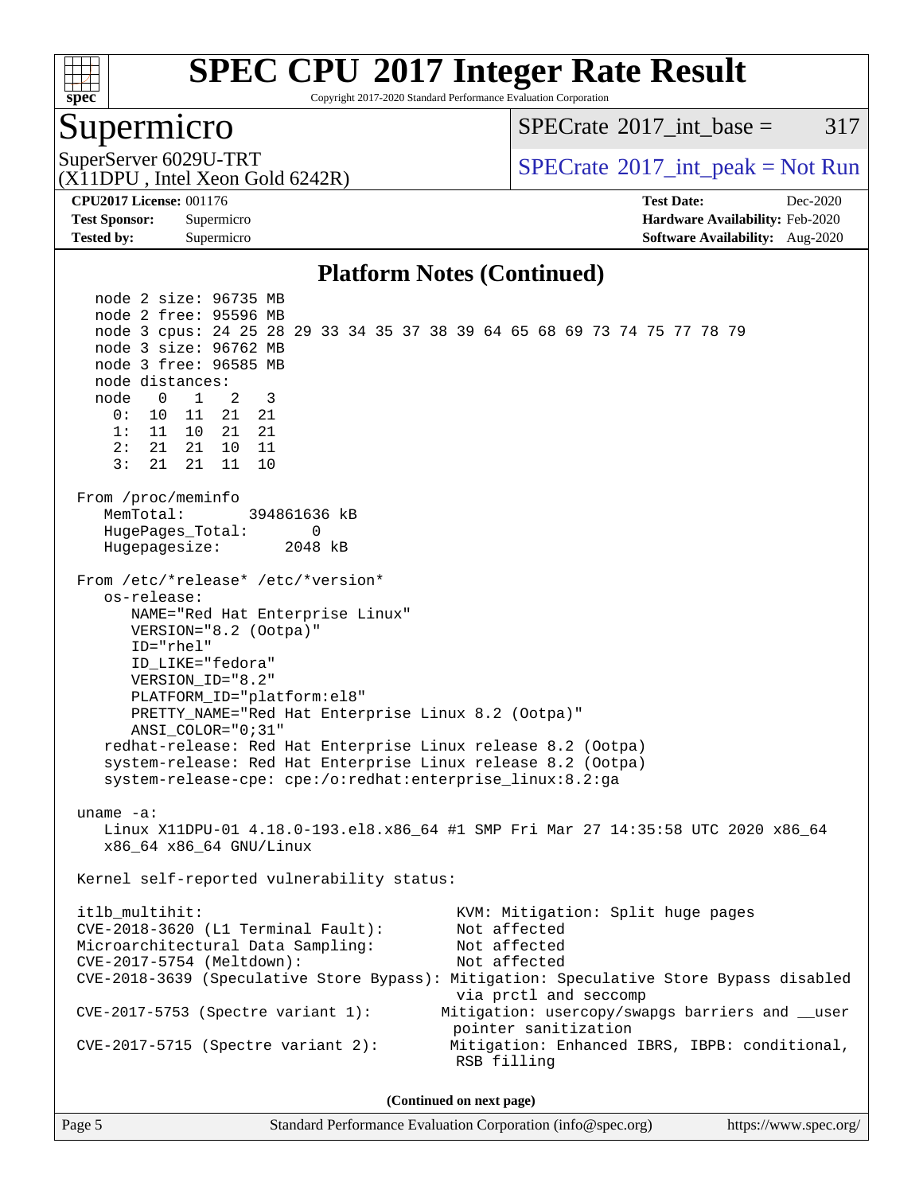# SPEC CPU 2017 Integer Rate Result

Copyright 2017-2020 Standard Performance Evaluation Corporation

## Supermicro

SuperServer 6029U-TRT
(X11DPU , Intel Xeon Gold 6242R)

SPECrate 2017_int_base = 317

SPECrate 2017_int_peak = Not Run

**CPU2017 License:** 001176
**Test Sponsor:** Supermicro
**Tested by:** Supermicro

**Test Date:** Dec-2020
**Hardware Availability:** Feb-2020
**Software Availability:** Aug-2020

### Platform Notes (Continued)

```
    node 2 size: 96735 MB
    node 2 free: 95596 MB
    node 3 cpus: 24 25 28 29 33 34 35 37 38 39 64 65 68 69 73 74 75 77 78 79
    node 3 size: 96762 MB
    node 3 free: 96585 MB
    node distances:
    node   0   1   2   3
      0:  10  11  21  21
      1:  11  10  21  21
      2:  21  21  10  11
      3:  21  21  11  10

 From /proc/meminfo
    MemTotal:       394861636 kB
    HugePages_Total:        0
    Hugepagesize:        2048 kB

 From /etc/*release* /etc/*version*
    os-release:
       NAME="Red Hat Enterprise Linux"
       VERSION="8.2 (Ootpa)"
       ID="rhel"
       ID_LIKE="fedora"
       VERSION_ID="8.2"
       PLATFORM_ID="platform:el8"
       PRETTY_NAME="Red Hat Enterprise Linux 8.2 (Ootpa)"
       ANSI_COLOR="0;31"
    redhat-release: Red Hat Enterprise Linux release 8.2 (Ootpa)
    system-release: Red Hat Enterprise Linux release 8.2 (Ootpa)
    system-release-cpe: cpe:/o:redhat:enterprise_linux:8.2:ga

 uname -a:
    Linux X11DPU-01 4.18.0-193.el8.x86_64 #1 SMP Fri Mar 27 14:35:58 UTC 2020 x86_64
    x86_64 x86_64 GNU/Linux

 Kernel self-reported vulnerability status:

 itlb_multihit:                                   KVM: Mitigation: Split huge pages
 CVE-2018-3620 (L1 Terminal Fault):               Not affected
 Microarchitectural Data Sampling:                Not affected
 CVE-2017-5754 (Meltdown):                        Not affected
 CVE-2018-3639 (Speculative Store Bypass): Mitigation: Speculative Store Bypass disabled
                                                  via prctl and seccomp
 CVE-2017-5753 (Spectre variant 1):              Mitigation: usercopy/swapgs barriers and __user
                                                  pointer sanitization
 CVE-2017-5715 (Spectre variant 2):               Mitigation: Enhanced IBRS, IBPB: conditional,
                                                  RSB filling
```

(Continued on next page)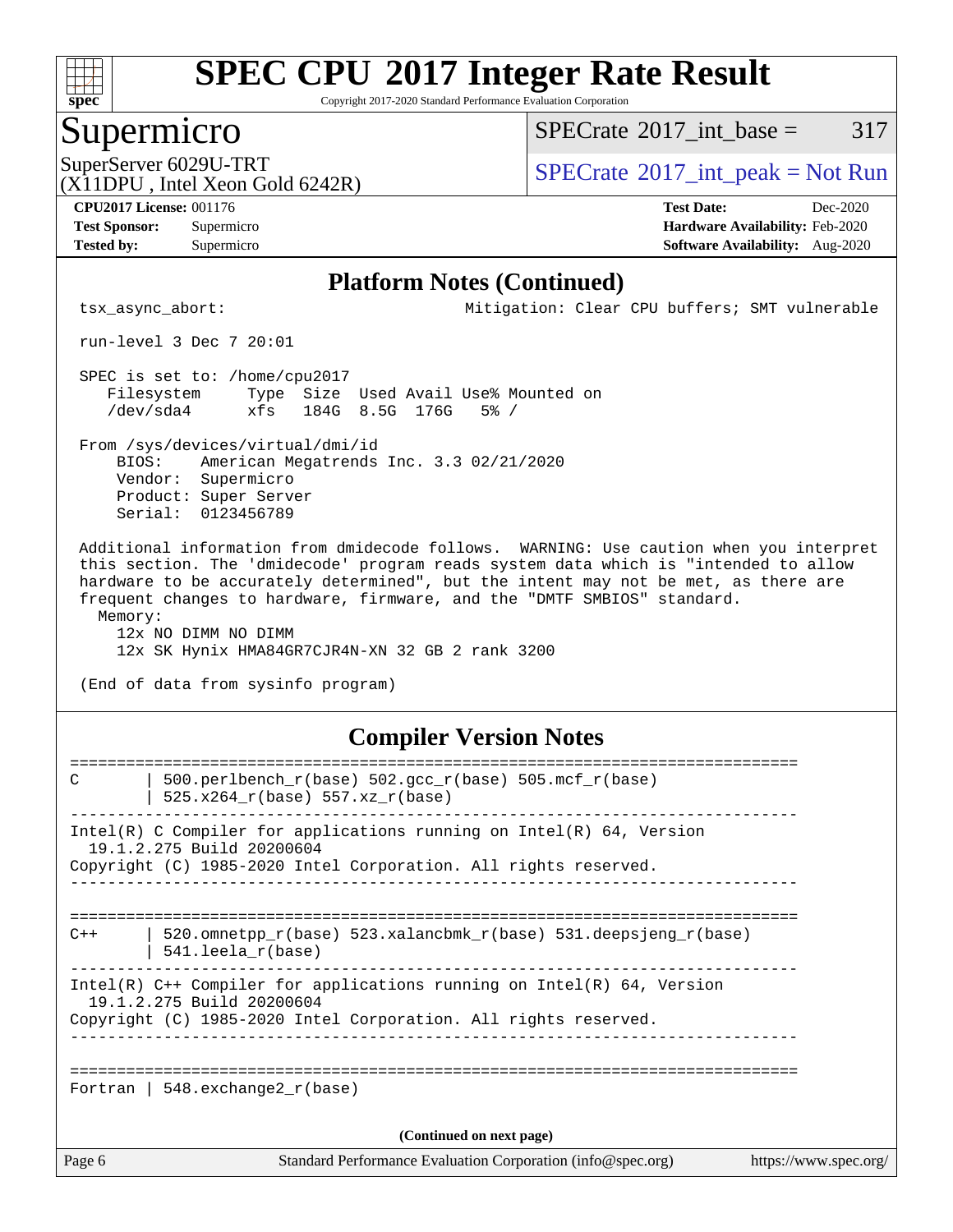# SPEC CPU 2017 Integer Rate Result

Copyright 2017-2020 Standard Performance Evaluation Corporation

## Supermicro

SuperServer 6029U-TRT
(X11DPU , Intel Xeon Gold 6242R)

SPECrate 2017_int_base = 317

SPECrate 2017_int_peak = Not Run

**CPU2017 License:** 001176
**Test Sponsor:** Supermicro
**Tested by:** Supermicro

**Test Date:** Dec-2020
**Hardware Availability:** Feb-2020
**Software Availability:** Aug-2020

### Platform Notes (Continued)

```
tsx_async_abort:                          Mitigation: Clear CPU buffers; SMT vulnerable

run-level 3 Dec 7 20:01

SPEC is set to: /home/cpu2017
   Filesystem     Type  Size  Used Avail Use% Mounted on
   /dev/sda4      xfs   184G  8.5G  176G   5% /

From /sys/devices/virtual/dmi/id
    BIOS:    American Megatrends Inc. 3.3 02/21/2020
    Vendor:  Supermicro
    Product: Super Server
    Serial:  0123456789

Additional information from dmidecode follows.  WARNING: Use caution when you interpret
this section. The 'dmidecode' program reads system data which is "intended to allow
hardware to be accurately determined", but the intent may not be met, as there are
frequent changes to hardware, firmware, and the "DMTF SMBIOS" standard.
  Memory:
    12x NO DIMM NO DIMM
    12x SK Hynix HMA84GR7CJR4N-XN 32 GB 2 rank 3200

(End of data from sysinfo program)
```

### Compiler Version Notes

```
==============================================================================
C       | 500.perlbench_r(base) 502.gcc_r(base) 505.mcf_r(base)
        | 525.x264_r(base) 557.xz_r(base)
------------------------------------------------------------------------------
Intel(R) C Compiler for applications running on Intel(R) 64, Version
  19.1.2.275 Build 20200604
Copyright (C) 1985-2020 Intel Corporation. All rights reserved.
------------------------------------------------------------------------------

==============================================================================
C++     | 520.omnetpp_r(base) 523.xalancbmk_r(base) 531.deepsjeng_r(base)
        | 541.leela_r(base)
------------------------------------------------------------------------------
Intel(R) C++ Compiler for applications running on Intel(R) 64, Version
  19.1.2.275 Build 20200604
Copyright (C) 1985-2020 Intel Corporation. All rights reserved.
------------------------------------------------------------------------------

==============================================================================
Fortran | 548.exchange2_r(base)
```

(Continued on next page)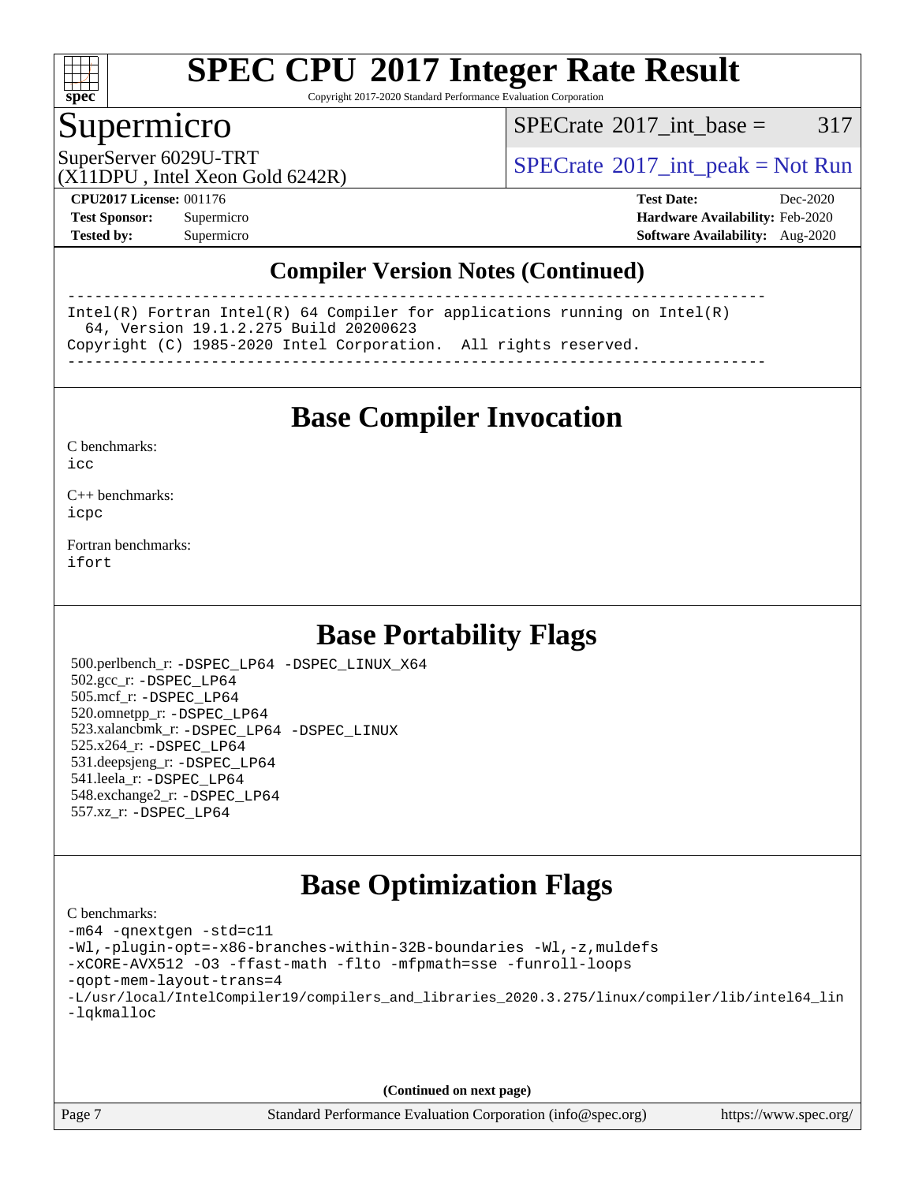# SPEC CPU 2017 Integer Rate Result

Copyright 2017-2020 Standard Performance Evaluation Corporation

## Supermicro

SuperServer 6029U-TRT
(X11DPU , Intel Xeon Gold 6242R)

SPECrate 2017_int_base = 317

SPECrate 2017_int_peak = Not Run

**CPU2017 License:** 001176
**Test Sponsor:** Supermicro
**Tested by:** Supermicro

**Test Date:** Dec-2020
**Hardware Availability:** Feb-2020
**Software Availability:** Aug-2020

## Compiler Version Notes (Continued)

```
==============================================================================
Intel(R) Fortran Intel(R) 64 Compiler for applications running on Intel(R)
  64, Version 19.1.2.275 Build 20200623
Copyright (C) 1985-2020 Intel Corporation.  All rights reserved.
------------------------------------------------------------------------------
```

## Base Compiler Invocation

C benchmarks:
`icc`

C++ benchmarks:
`icpc`

Fortran benchmarks:
`ifort`

## Base Portability Flags

500.perlbench_r: `-DSPEC_LP64 -DSPEC_LINUX_X64`
502.gcc_r: `-DSPEC_LP64`
505.mcf_r: `-DSPEC_LP64`
520.omnetpp_r: `-DSPEC_LP64`
523.xalancbmk_r: `-DSPEC_LP64 -DSPEC_LINUX`
525.x264_r: `-DSPEC_LP64`
531.deepsjeng_r: `-DSPEC_LP64`
541.leela_r: `-DSPEC_LP64`
548.exchange2_r: `-DSPEC_LP64`
557.xz_r: `-DSPEC_LP64`

## Base Optimization Flags

C benchmarks:

```
-m64 -qnextgen -std=c11
-Wl,-plugin-opt=-x86-branches-within-32B-boundaries -Wl,-z,muldefs
-xCORE-AVX512 -O3 -ffast-math -flto -mfpmath=sse -funroll-loops
-qopt-mem-layout-trans=4
-L/usr/local/IntelCompiler19/compilers_and_libraries_2020.3.275/linux/compiler/lib/intel64_lin
-lqkmalloc
```

(Continued on next page)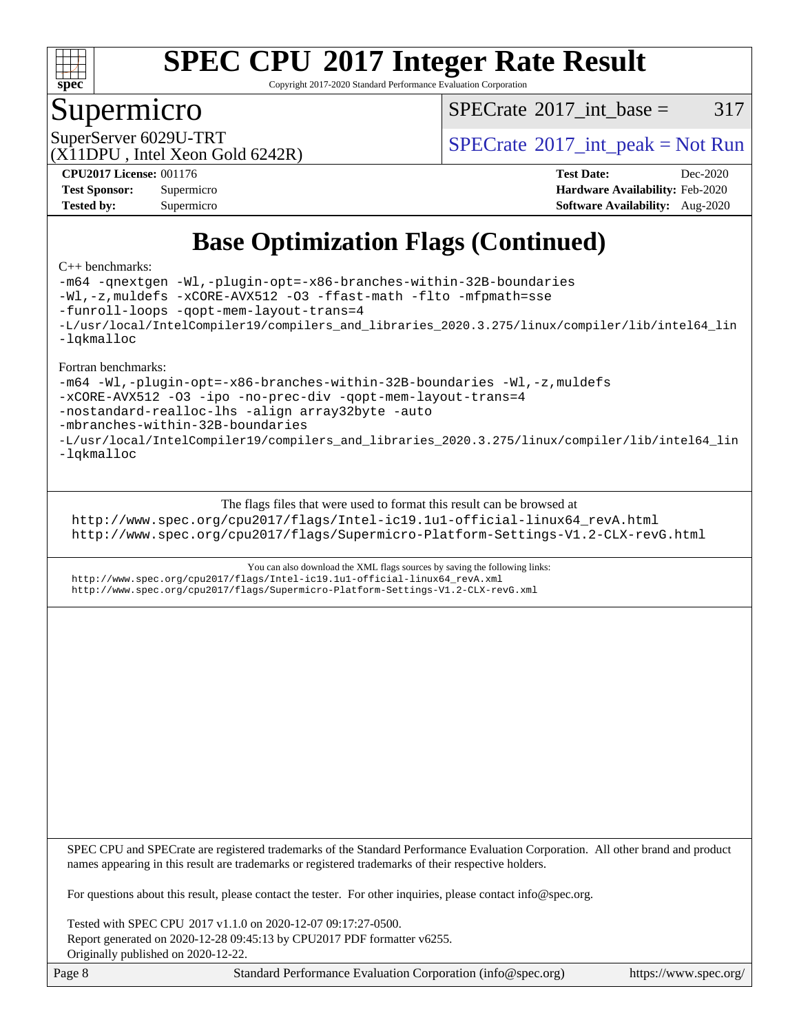# SPEC CPU 2017 Integer Rate Result

Copyright 2017-2020 Standard Performance Evaluation Corporation

## Supermicro

SuperServer 6029U-TRT
(X11DPU , Intel Xeon Gold 6242R)

SPECrate 2017_int_base = 317

SPECrate 2017_int_peak = Not Run

**CPU2017 License:** 001176
**Test Sponsor:** Supermicro
**Tested by:** Supermicro

**Test Date:** Dec-2020
**Hardware Availability:** Feb-2020
**Software Availability:** Aug-2020

## Base Optimization Flags (Continued)

C++ benchmarks:

```
-m64 -qnextgen -Wl,-plugin-opt=-x86-branches-within-32B-boundaries
-Wl,-z,muldefs -xCORE-AVX512 -O3 -ffast-math -flto -mfpmath=sse
-funroll-loops -qopt-mem-layout-trans=4
-L/usr/local/IntelCompiler19/compilers_and_libraries_2020.3.275/linux/compiler/lib/intel64_lin
-lqkmalloc
```

Fortran benchmarks:

```
-m64 -Wl,-plugin-opt=-x86-branches-within-32B-boundaries -Wl,-z,muldefs
-xCORE-AVX512 -O3 -ipo -no-prec-div -qopt-mem-layout-trans=4
-nostandard-realloc-lhs -align array32byte -auto
-mbranches-within-32B-boundaries
-L/usr/local/IntelCompiler19/compilers_and_libraries_2020.3.275/linux/compiler/lib/intel64_lin
-lqkmalloc
```

The flags files that were used to format this result can be browsed at
http://www.spec.org/cpu2017/flags/Intel-ic19.1u1-official-linux64_revA.html
http://www.spec.org/cpu2017/flags/Supermicro-Platform-Settings-V1.2-CLX-revG.html

You can also download the XML flags sources by saving the following links:
http://www.spec.org/cpu2017/flags/Intel-ic19.1u1-official-linux64_revA.xml
http://www.spec.org/cpu2017/flags/Supermicro-Platform-Settings-V1.2-CLX-revG.xml

SPEC CPU and SPECrate are registered trademarks of the Standard Performance Evaluation Corporation. All other brand and product names appearing in this result are trademarks or registered trademarks of their respective holders.

For questions about this result, please contact the tester. For other inquiries, please contact info@spec.org.

Tested with SPEC CPU 2017 v1.1.0 on 2020-12-07 09:17:27-0500.
Report generated on 2020-12-28 09:45:13 by CPU2017 PDF formatter v6255.
Originally published on 2020-12-22.